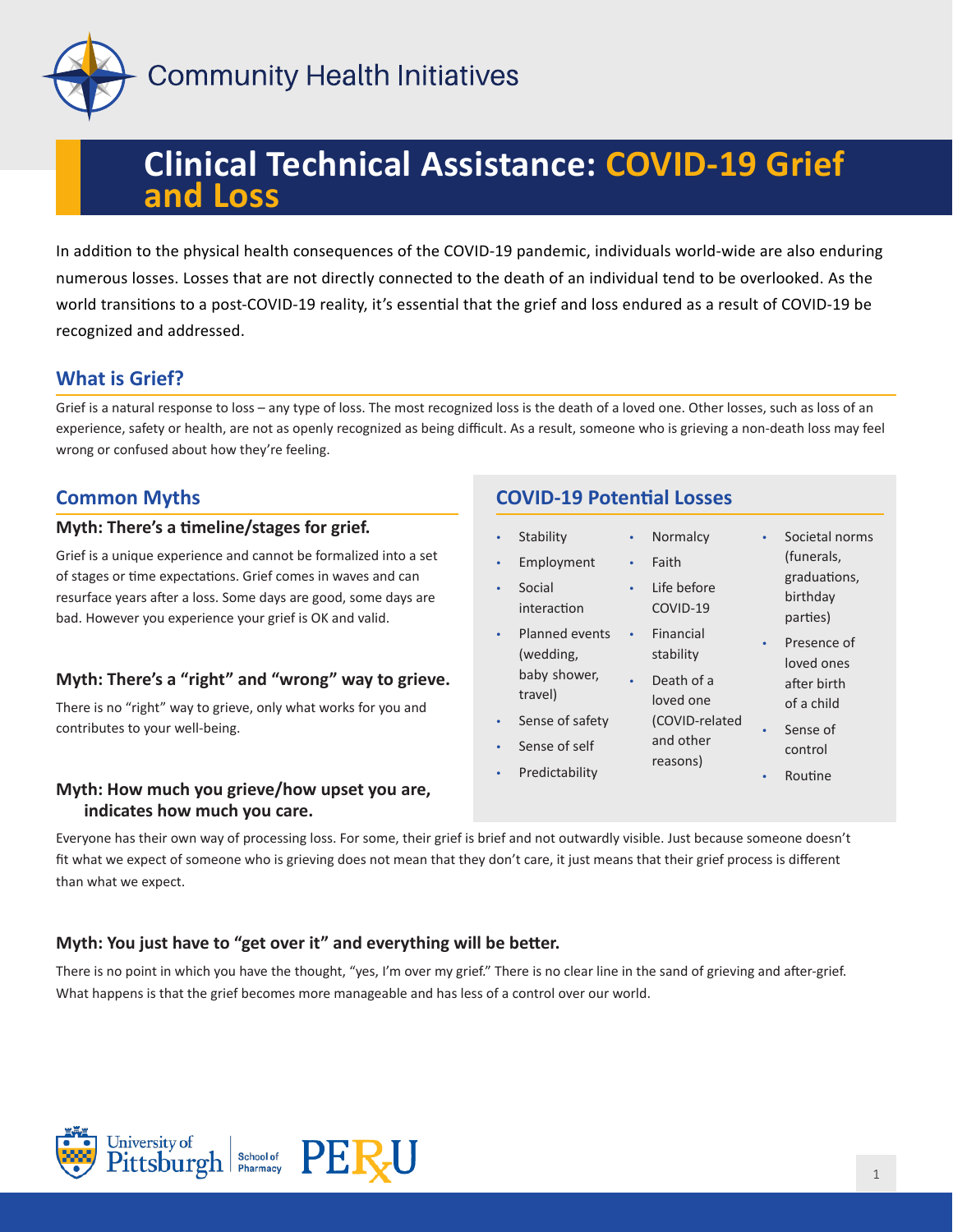Community Health Initiatives

# Clinical Technical Assistance: COVID-19 Grief and Loss

In addition to the physical health consequences of the COVID-19 pandemic, individuals world-wide are also enduring numerous losses. Losses that are not directly connected to the death of an individual tend to be overlooked. As the world transitions to a post-COVID-19 reality, it's essential that the grief and loss endured as a result of COVID-19 be recognized and addressed.

## What is Grief?

Grief is a natural response to loss – any type of loss. The most recognized loss is the death of a loved one. Other losses, such as loss of an experience, safety or health, are not as openly recognized as being difficult. As a result, someone who is grieving a non-death loss may feel wrong or confused about how they're feeling.

## Common Myths

### Myth: There's a timeline/stages for grief.

Grief is a unique experience and cannot be formalized into a set of stages or time expectations. Grief comes in waves and can resurface years after a loss. Some days are good, some days are bad. However you experience your grief is OK and valid.

### Myth: There's a "right" and "wrong" way to grieve.

There is no "right" way to grieve, only what works for you and contributes to your well-being.

### Myth: How much you grieve/how upset you are, indicates how much you care.

Everyone has their own way of processing loss. For some, their grief is brief and not outwardly visible. Just because someone doesn't fit what we expect of someone who is grieving does not mean that they don't care, it just means that their grief process is different than what we expect.

### Myth: You just have to "get over it" and everything will be better.

There is no point in which you have the thought, "yes, I'm over my grief." There is no clear line in the sand of grieving and after-grief. What happens is that the grief becomes more manageable and has less of a control over our world.

## COVID-19 Potential Losses

- Stability
- Employment
- Social interaction
- Planned events (wedding, baby shower, travel)
- Sense of safety
- Sense of self
- Predictability
- Normalcy
- Faith
- Life before COVID-19
- Financial stability
- Death of a loved one (COVID-related and other reasons)
- Societal norms (funerals, graduations, birthday parties)
- Presence of loved ones after birth of a child
- Sense of control
- Routine

University of Pittsburgh School of Pharmacy | PERU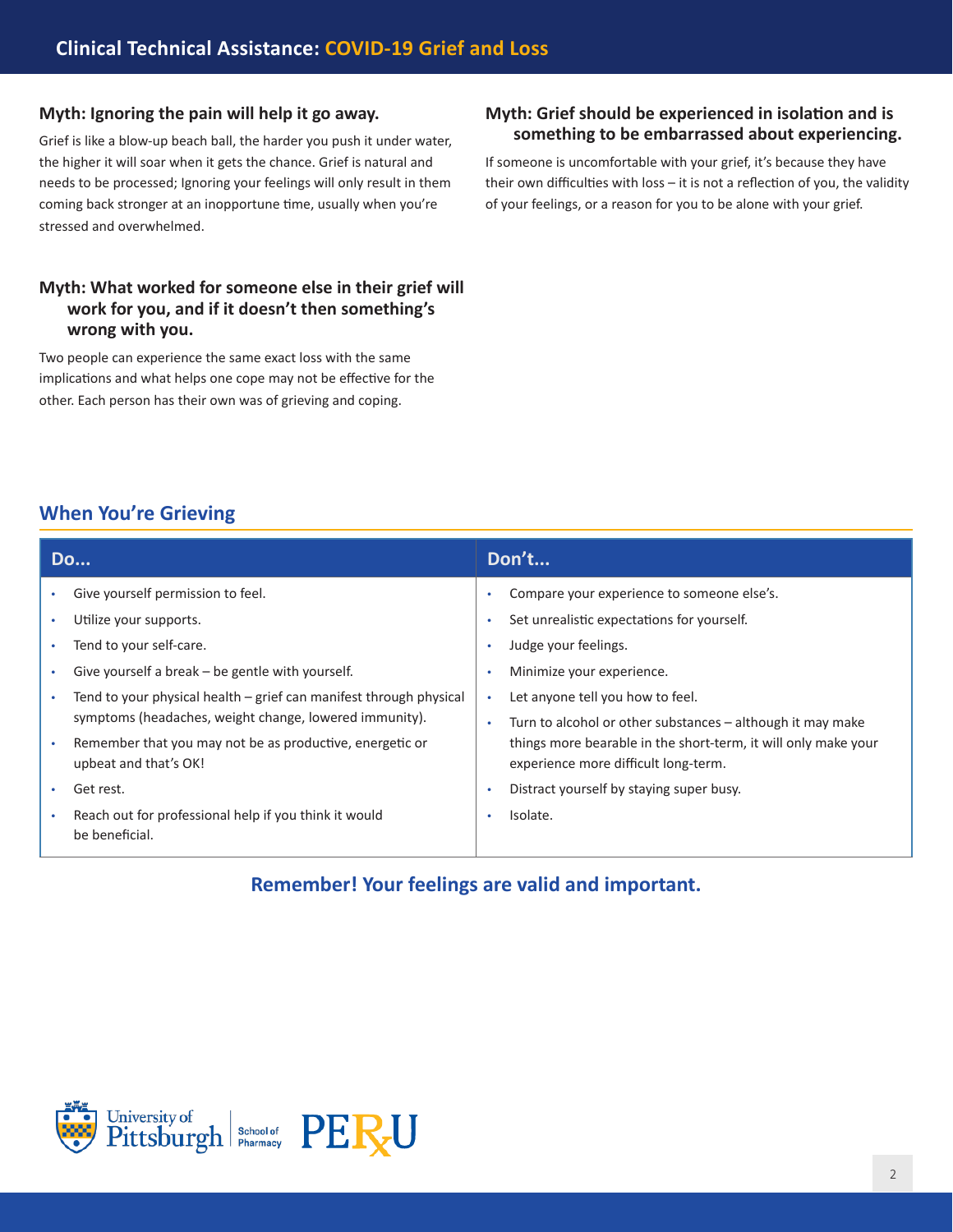### Myth: Ignoring the pain will help it go away.

Grief is like a blow-up beach ball, the harder you push it under water, the higher it will soar when it gets the chance. Grief is natural and needs to be processed; Ignoring your feelings will only result in them coming back stronger at an inopportune time, usually when you're stressed and overwhelmed.

### Myth: What worked for someone else in their grief will work for you, and if it doesn't then something's wrong with you.

Two people can experience the same exact loss with the same implications and what helps one cope may not be effective for the other. Each person has their own was of grieving and coping.

### Myth: Grief should be experienced in isolation and is something to be embarrassed about experiencing.

If someone is uncomfortable with your grief, it's because they have their own difficulties with loss – it is not a reflection of you, the validity of your feelings, or a reason for you to be alone with your grief.

## When You're Grieving

| Do... | Don't... |
|---|---|
| • Give yourself permission to feel.<br>• Utilize your supports.<br>• Tend to your self-care.<br>• Give yourself a break – be gentle with yourself.<br>• Tend to your physical health – grief can manifest through physical symptoms (headaches, weight change, lowered immunity).<br>• Remember that you may not be as productive, energetic or upbeat and that's OK!<br>• Get rest.<br>• Reach out for professional help if you think it would be beneficial. | • Compare your experience to someone else's.<br>• Set unrealistic expectations for yourself.<br>• Judge your feelings.<br>• Minimize your experience.<br>• Let anyone tell you how to feel.<br>• Turn to alcohol or other substances – although it may make things more bearable in the short-term, it will only make your experience more difficult long-term.<br>• Distract yourself by staying super busy.<br>• Isolate. |

**Remember! Your feelings are valid and important.**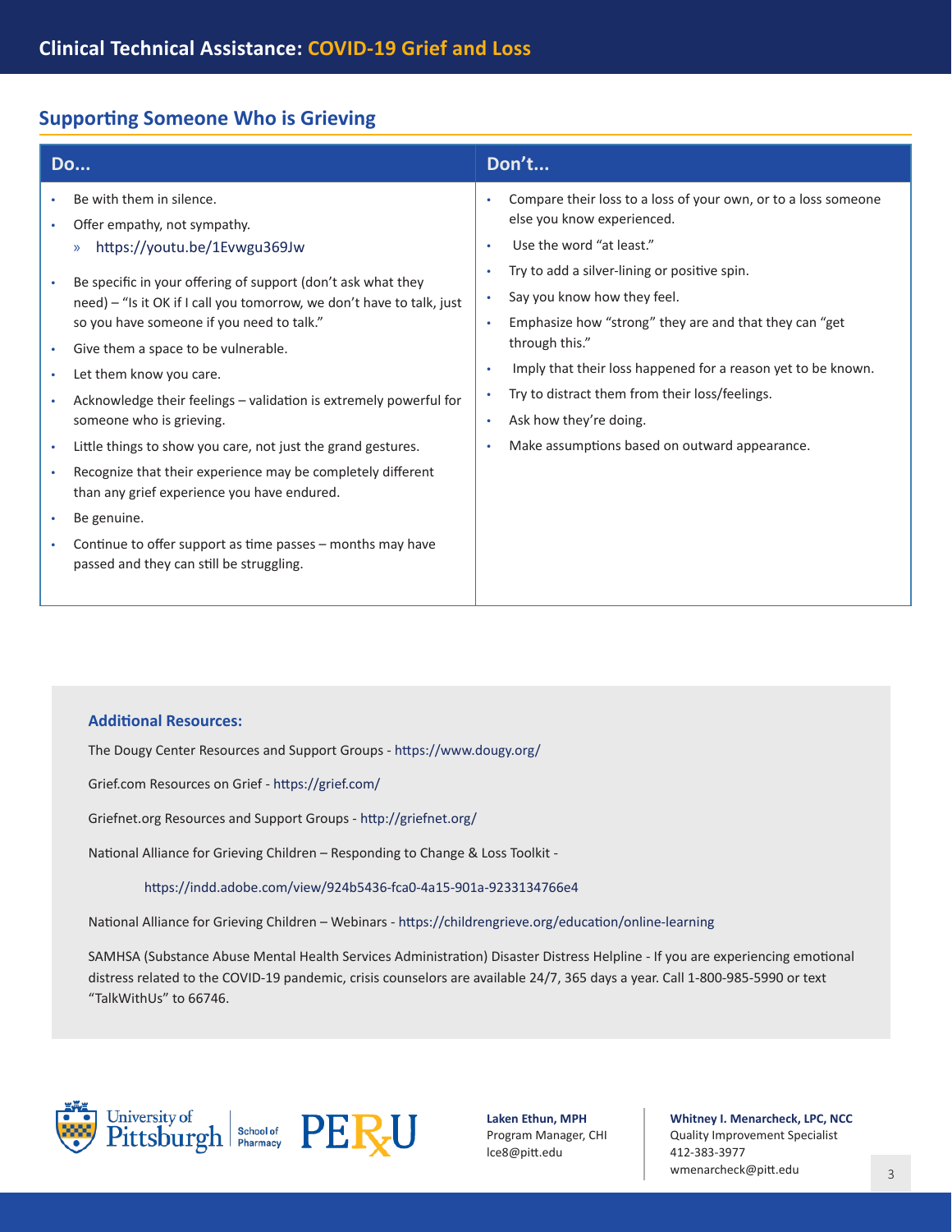## Clinical Technical Assistance: COVID-19 Grief and Loss

### Supporting Someone Who is Grieving

**Do...**

- Be with them in silence.
- Offer empathy, not sympathy.
  - » https://youtu.be/1Evwgu369Jw
- Be specific in your offering of support (don't ask what they need) – "Is it OK if I call you tomorrow, we don't have to talk, just so you have someone if you need to talk."
- Give them a space to be vulnerable.
- Let them know you care.
- Acknowledge their feelings – validation is extremely powerful for someone who is grieving.
- Little things to show you care, not just the grand gestures.
- Recognize that their experience may be completely different than any grief experience you have endured.
- Be genuine.
- Continue to offer support as time passes – months may have passed and they can still be struggling.

**Don't...**

- Compare their loss to a loss of your own, or to a loss someone else you know experienced.
- Use the word "at least."
- Try to add a silver-lining or positive spin.
- Say you know how they feel.
- Emphasize how "strong" they are and that they can "get through this."
- Imply that their loss happened for a reason yet to be known.
- Try to distract them from their loss/feelings.
- Ask how they're doing.
- Make assumptions based on outward appearance.

**Additional Resources:**

The Dougy Center Resources and Support Groups - https://www.dougy.org/

Grief.com Resources on Grief - https://grief.com/

Griefnet.org Resources and Support Groups - http://griefnet.org/

National Alliance for Grieving Children – Responding to Change & Loss Toolkit -

https://indd.adobe.com/view/924b5436-fca0-4a15-901a-9233134766e4

National Alliance for Grieving Children – Webinars - https://childrengrieve.org/education/online-learning

SAMHSA (Substance Abuse Mental Health Services Administration) Disaster Distress Helpline - If you are experiencing emotional distress related to the COVID-19 pandemic, crisis counselors are available 24/7, 365 days a year. Call 1-800-985-5990 or text "TalkWithUs" to 66746.

University of Pittsburgh | School of Pharmacy | PERU

**Laken Ethun, MPH**
Program Manager, CHI
lce8@pitt.edu

**Whitney I. Menarcheck, LPC, NCC**
Quality Improvement Specialist
412-383-3977
wmenarcheck@pitt.edu